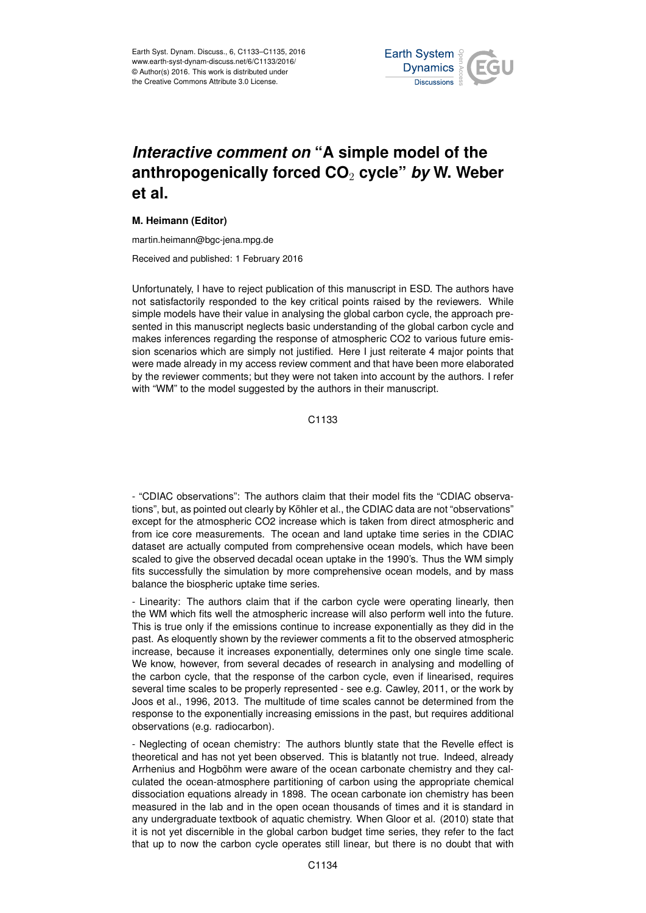# *Interactive comment on* "A simple model of the anthropogenically forced $CO_2$ cycle" *by* W. Weber et al.

**M. Heimann (Editor)**

martin.heimann@bgc-jena.mpg.de

Received and published: 1 February 2016

Unfortunately, I have to reject publication of this manuscript in ESD. The authors have not satisfactorily responded to the key critical points raised by the reviewers. While simple models have their value in analysing the global carbon cycle, the approach presented in this manuscript neglects basic understanding of the global carbon cycle and makes inferences regarding the response of atmospheric CO2 to various future emission scenarios which are simply not justified. Here I just reiterate 4 major points that were made already in my access review comment and that have been more elaborated by the reviewer comments; but they were not taken into account by the authors. I refer with "WM" to the model suggested by the authors in their manuscript.

- "CDIAC observations": The authors claim that their model fits the "CDIAC observations", but, as pointed out clearly by Köhler et al., the CDIAC data are not "observations" except for the atmospheric CO2 increase which is taken from direct atmospheric and from ice core measurements. The ocean and land uptake time series in the CDIAC dataset are actually computed from comprehensive ocean models, which have been scaled to give the observed decadal ocean uptake in the 1990's. Thus the WM simply fits successfully the simulation by more comprehensive ocean models, and by mass balance the biospheric uptake time series.

- Linearity: The authors claim that if the carbon cycle were operating linearly, then the WM which fits well the atmospheric increase will also perform well into the future. This is true only if the emissions continue to increase exponentially as they did in the past. As eloquently shown by the reviewer comments a fit to the observed atmospheric increase, because it increases exponentially, determines only one single time scale. We know, however, from several decades of research in analysing and modelling of the carbon cycle, that the response of the carbon cycle, even if linearised, requires several time scales to be properly represented - see e.g. Cawley, 2011, or the work by Joos et al., 1996, 2013. The multitude of time scales cannot be determined from the response to the exponentially increasing emissions in the past, but requires additional observations (e.g. radiocarbon).

- Neglecting of ocean chemistry: The authors bluntly state that the Revelle effect is theoretical and has not yet been observed. This is blatantly not true. Indeed, already Arrhenius and Hogböhm were aware of the ocean carbonate chemistry and they calculated the ocean-atmosphere partitioning of carbon using the appropriate chemical dissociation equations already in 1898. The ocean carbonate ion chemistry has been measured in the lab and in the open ocean thousands of times and it is standard in any undergraduate textbook of aquatic chemistry. When Gloor et al. (2010) state that it is not yet discernible in the global carbon budget time series, they refer to the fact that up to now the carbon cycle operates still linear, but there is no doubt that with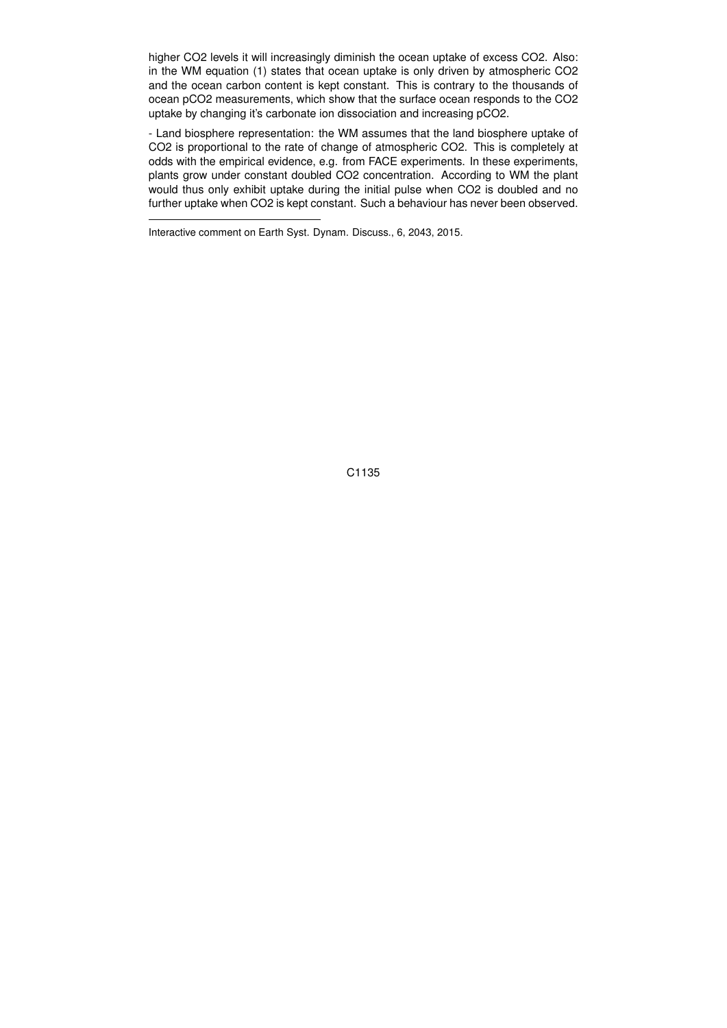higher $CO_2$ levels it will increasingly diminish the ocean uptake of excess $CO_2$. Also: in the WM equation (1) states that ocean uptake is only driven by atmospheric $CO_2$ and the ocean carbon content is kept constant. This is contrary to the thousands of ocean $pCO_2$ measurements, which show that the surface ocean responds to the $CO_2$ uptake by changing it's carbonate ion dissociation and increasing $pCO_2$.

- Land biosphere representation: the WM assumes that the land biosphere uptake of $CO_2$ is proportional to the rate of change of atmospheric $CO_2$. This is completely at odds with the empirical evidence, e.g. from FACE experiments. In these experiments, plants grow under constant doubled $CO_2$ concentration. According to WM the plant would thus only exhibit uptake during the initial pulse when $CO_2$ is doubled and no further uptake when $CO_2$ is kept constant. Such a behaviour has never been observed.

---

Interactive comment on Earth Syst. Dynam. Discuss., 6, 2043, 2015.